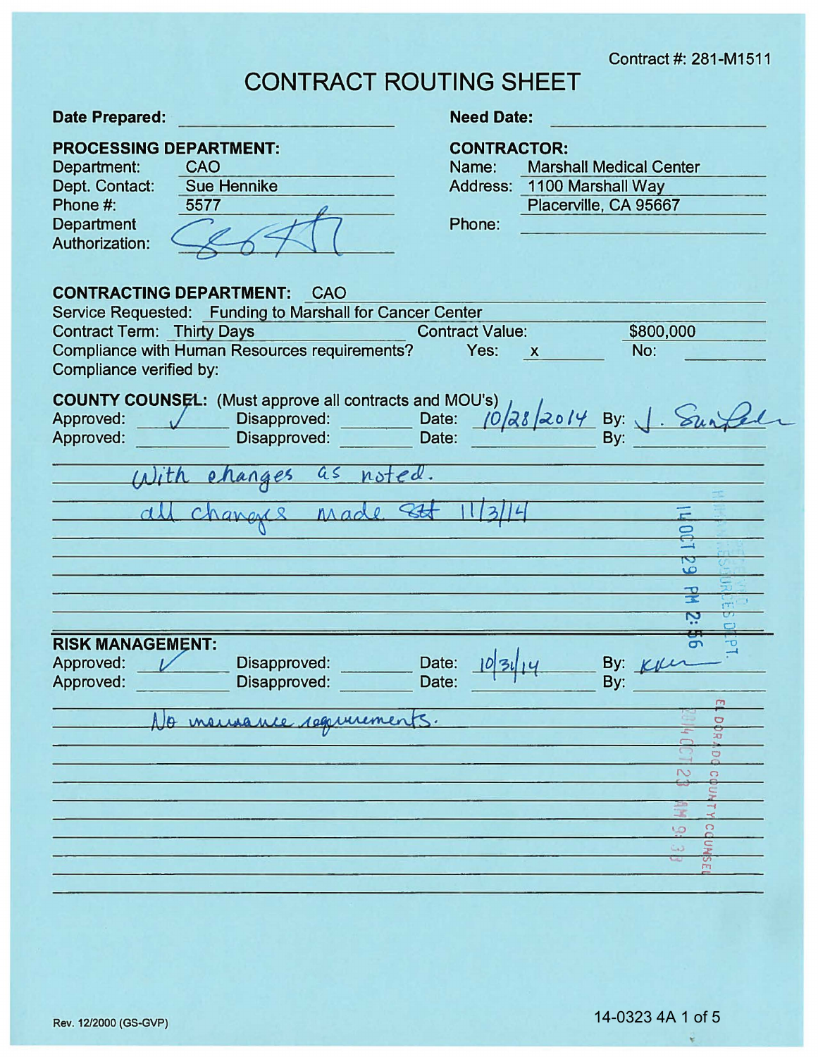Contract #: 281-M1511

# CONTRACT ROUTING SHEET

**Date Prepared:** 

**Need Date:** 

**PROCESSING DEPARTMENT:**

Department: CAO
Dept. Contact: Sue Hennike
Phone #: 5577
Department Authorization: [signature]

**CONTRACTOR:**

Name: Marshall Medical Center
Address: 1100 Marshall Way
Placerville, CA 95667
Phone: 

**CONTRACTING DEPARTMENT:** CAO

Service Requested: Funding to Marshall for Cancer Center
Contract Term: Thirty Days
Contract Value: $800,000
Compliance with Human Resources requirements? Yes: x No: 
Compliance verified by: 

**COUNTY COUNSEL:** (Must approve all contracts and MOU's)

Approved: ✓ Disapproved: Date: 10/28/2014 By: J. Sunfield
Approved: Disapproved: Date: By:

With changes as noted.
all changes made. [initials] 11/3/14

14 OCT 29 PM 2:56 HUMAN RESOURCES DEPT.

**RISK MANAGEMENT:**

Approved: ✓ Disapproved: Date: 10/31/14 By: KRu
Approved: Disapproved: Date: By:

No insurance requirements.

EL DORADO COUNTY COUNSEL 2014 OCT 23 AM 9:38

Rev. 12/2000 (GS-GVP)

14-0323 4A 1 of 5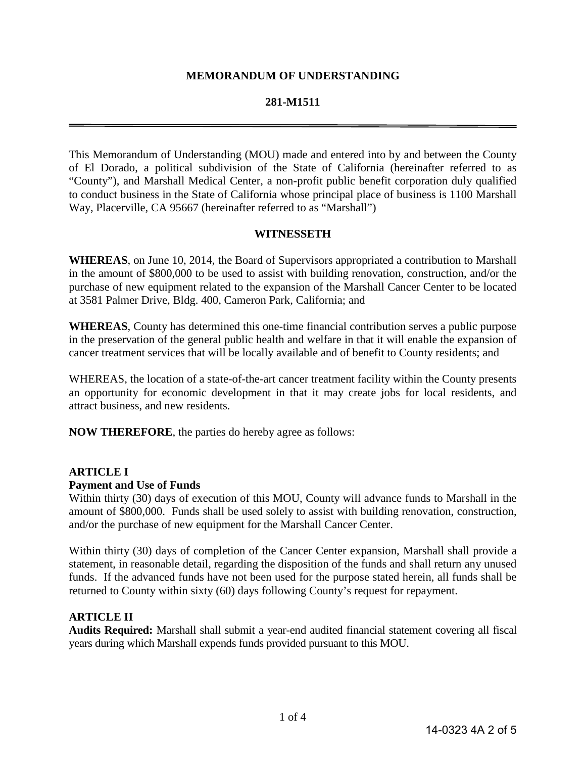**MEMORANDUM OF UNDERSTANDING**

**281-M1511**

---

This Memorandum of Understanding (MOU) made and entered into by and between the County of El Dorado, a political subdivision of the State of California (hereinafter referred to as "County"), and Marshall Medical Center, a non-profit public benefit corporation duly qualified to conduct business in the State of California whose principal place of business is 1100 Marshall Way, Placerville, CA 95667 (hereinafter referred to as "Marshall")

**WITNESSETH**

**WHEREAS**, on June 10, 2014, the Board of Supervisors appropriated a contribution to Marshall in the amount of $800,000 to be used to assist with building renovation, construction, and/or the purchase of new equipment related to the expansion of the Marshall Cancer Center to be located at 3581 Palmer Drive, Bldg. 400, Cameron Park, California; and

**WHEREAS**, County has determined this one-time financial contribution serves a public purpose in the preservation of the general public health and welfare in that it will enable the expansion of cancer treatment services that will be locally available and of benefit to County residents; and

WHEREAS, the location of a state-of-the-art cancer treatment facility within the County presents an opportunity for economic development in that it may create jobs for local residents, and attract business, and new residents.

**NOW THEREFORE**, the parties do hereby agree as follows:

**ARTICLE I**
**Payment and Use of Funds**
Within thirty (30) days of execution of this MOU, County will advance funds to Marshall in the amount of $800,000. Funds shall be used solely to assist with building renovation, construction, and/or the purchase of new equipment for the Marshall Cancer Center.

Within thirty (30) days of completion of the Cancer Center expansion, Marshall shall provide a statement, in reasonable detail, regarding the disposition of the funds and shall return any unused funds. If the advanced funds have not been used for the purpose stated herein, all funds shall be returned to County within sixty (60) days following County's request for repayment.

**ARTICLE II**
**Audits Required:** Marshall shall submit a year-end audited financial statement covering all fiscal years during which Marshall expends funds provided pursuant to this MOU.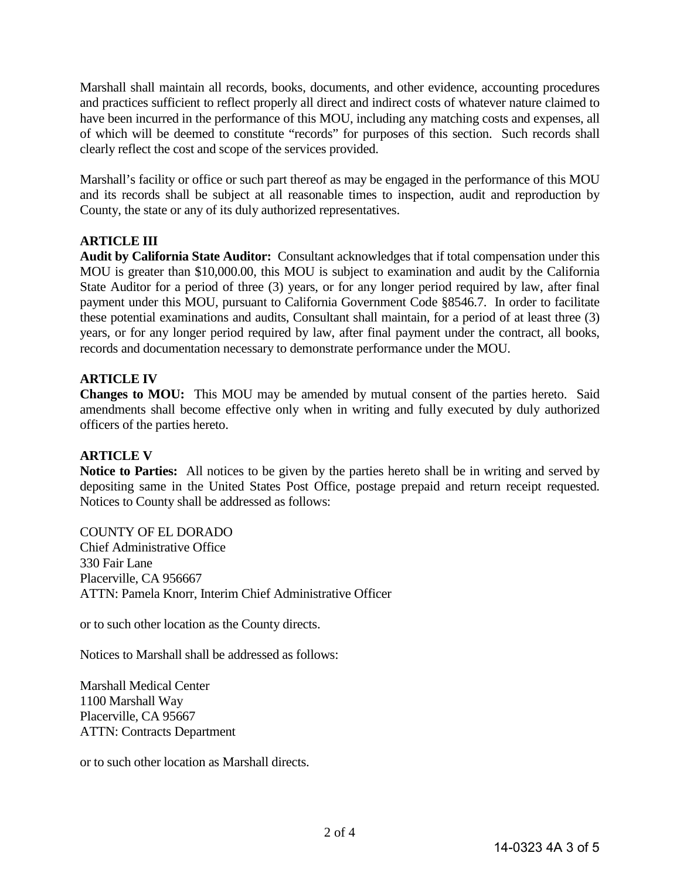Marshall shall maintain all records, books, documents, and other evidence, accounting procedures and practices sufficient to reflect properly all direct and indirect costs of whatever nature claimed to have been incurred in the performance of this MOU, including any matching costs and expenses, all of which will be deemed to constitute "records" for purposes of this section. Such records shall clearly reflect the cost and scope of the services provided.

Marshall's facility or office or such part thereof as may be engaged in the performance of this MOU and its records shall be subject at all reasonable times to inspection, audit and reproduction by County, the state or any of its duly authorized representatives.

**ARTICLE III**

**Audit by California State Auditor:** Consultant acknowledges that if total compensation under this MOU is greater than $10,000.00, this MOU is subject to examination and audit by the California State Auditor for a period of three (3) years, or for any longer period required by law, after final payment under this MOU, pursuant to California Government Code §8546.7. In order to facilitate these potential examinations and audits, Consultant shall maintain, for a period of at least three (3) years, or for any longer period required by law, after final payment under the contract, all books, records and documentation necessary to demonstrate performance under the MOU.

**ARTICLE IV**

**Changes to MOU:** This MOU may be amended by mutual consent of the parties hereto. Said amendments shall become effective only when in writing and fully executed by duly authorized officers of the parties hereto.

**ARTICLE V**

**Notice to Parties:** All notices to be given by the parties hereto shall be in writing and served by depositing same in the United States Post Office, postage prepaid and return receipt requested. Notices to County shall be addressed as follows:

COUNTY OF EL DORADO
Chief Administrative Office
330 Fair Lane
Placerville, CA 956667
ATTN: Pamela Knorr, Interim Chief Administrative Officer

or to such other location as the County directs.

Notices to Marshall shall be addressed as follows:

Marshall Medical Center
1100 Marshall Way
Placerville, CA 95667
ATTN: Contracts Department

or to such other location as Marshall directs.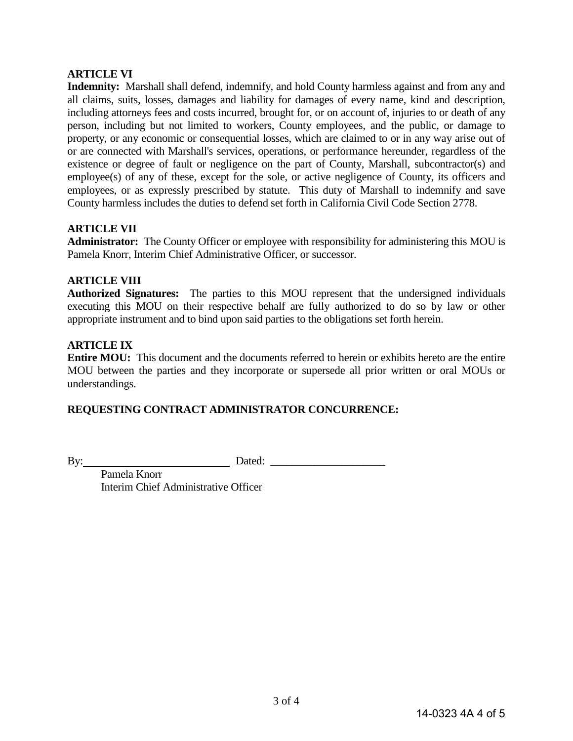**ARTICLE VI**

**Indemnity:** Marshall shall defend, indemnify, and hold County harmless against and from any and all claims, suits, losses, damages and liability for damages of every name, kind and description, including attorneys fees and costs incurred, brought for, or on account of, injuries to or death of any person, including but not limited to workers, County employees, and the public, or damage to property, or any economic or consequential losses, which are claimed to or in any way arise out of or are connected with Marshall's services, operations, or performance hereunder, regardless of the existence or degree of fault or negligence on the part of County, Marshall, subcontractor(s) and employee(s) of any of these, except for the sole, or active negligence of County, its officers and employees, or as expressly prescribed by statute. This duty of Marshall to indemnify and save County harmless includes the duties to defend set forth in California Civil Code Section 2778.

**ARTICLE VII**

**Administrator:** The County Officer or employee with responsibility for administering this MOU is Pamela Knorr, Interim Chief Administrative Officer, or successor.

**ARTICLE VIII**

**Authorized Signatures:** The parties to this MOU represent that the undersigned individuals executing this MOU on their respective behalf are fully authorized to do so by law or other appropriate instrument and to bind upon said parties to the obligations set forth herein.

**ARTICLE IX**

**Entire MOU:** This document and the documents referred to herein or exhibits hereto are the entire MOU between the parties and they incorporate or supersede all prior written or oral MOUs or understandings.

**REQUESTING CONTRACT ADMINISTRATOR CONCURRENCE:**

By:\_\_\_\_\_\_\_\_\_\_\_\_\_\_\_\_\_\_\_\_\_\_\_\_\_\_\_\_ Dated: \_\_\_\_\_\_\_\_\_\_\_\_\_\_\_\_\_\_\_\_\_

Pamela Knorr
Interim Chief Administrative Officer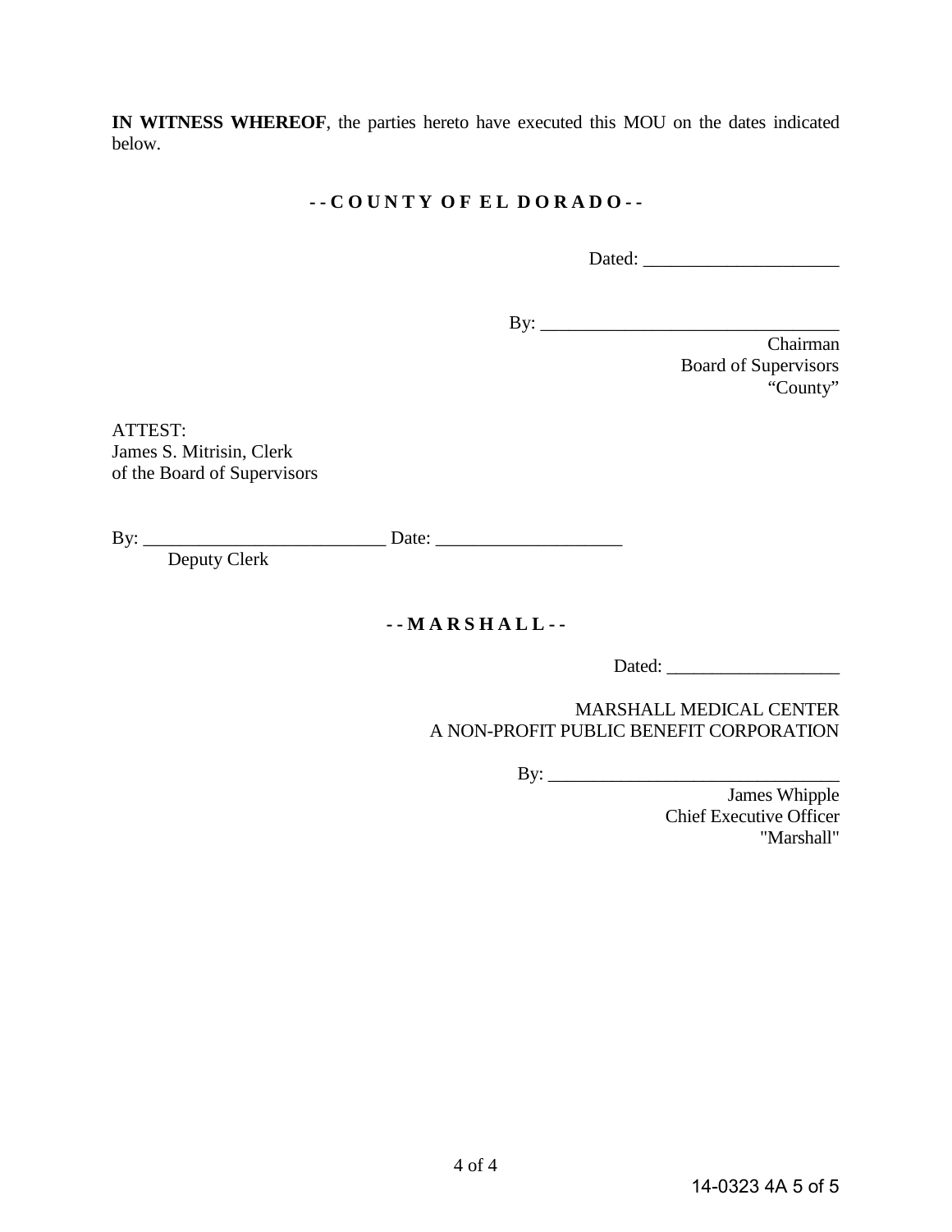**IN WITNESS WHEREOF**, the parties hereto have executed this MOU on the dates indicated below.

**- - C O U N T Y O F E L D O R A D O - -**

Dated: ____________________

By: ________________________________
Chairman
Board of Supervisors
"County"

ATTEST:
James S. Mitrisin, Clerk
of the Board of Supervisors

By: __________________________ Date: ____________________
Deputy Clerk

**- - M A R S H A L L - -**

Dated: __________________

MARSHALL MEDICAL CENTER
A NON-PROFIT PUBLIC BENEFIT CORPORATION

By: _______________________________
James Whipple
Chief Executive Officer
"Marshall"